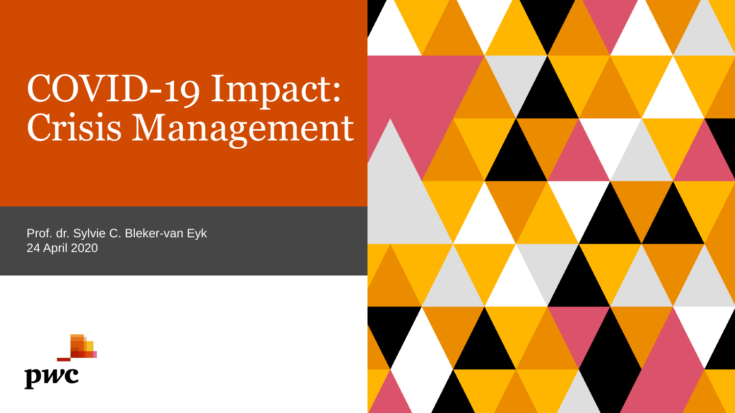# COVID-19 Impact: Crisis Management

Prof. dr. Sylvie C. Bleker-van Eyk
24 April 2020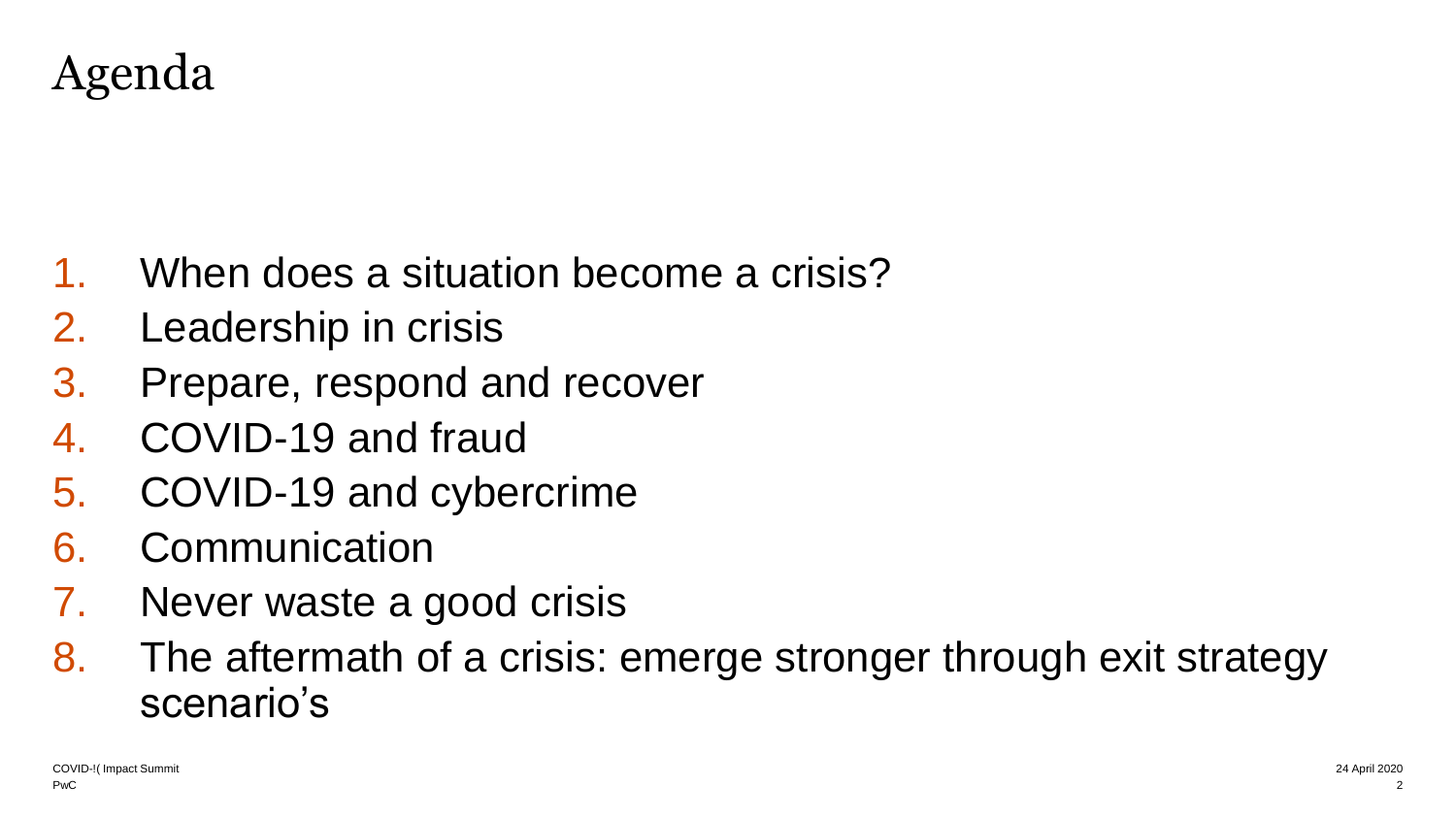# Agenda

1. When does a situation become a crisis?
2. Leadership in crisis
3. Prepare, respond and recover
4. COVID-19 and fraud
5. COVID-19 and cybercrime
6. Communication
7. Never waste a good crisis
8. The aftermath of a crisis: emerge stronger through exit strategy scenario's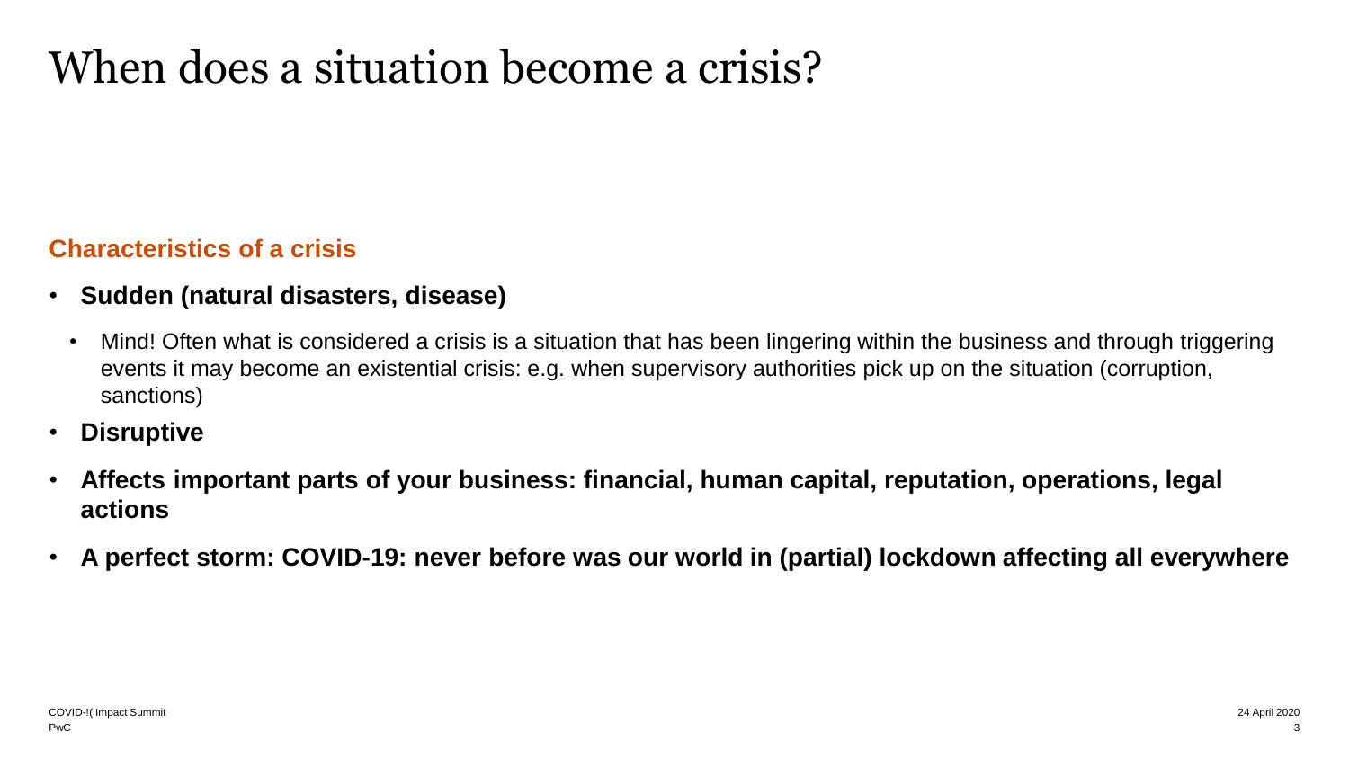# When does a situation become a crisis?

## Characteristics of a crisis

- **Sudden (natural disasters, disease)**
  - Mind! Often what is considered a crisis is a situation that has been lingering within the business and through triggering events it may become an existential crisis: e.g. when supervisory authorities pick up on the situation (corruption, sanctions)
- **Disruptive**
- **Affects important parts of your business: financial, human capital, reputation, operations, legal actions**
- **A perfect storm: COVID-19: never before was our world in (partial) lockdown affecting all everywhere**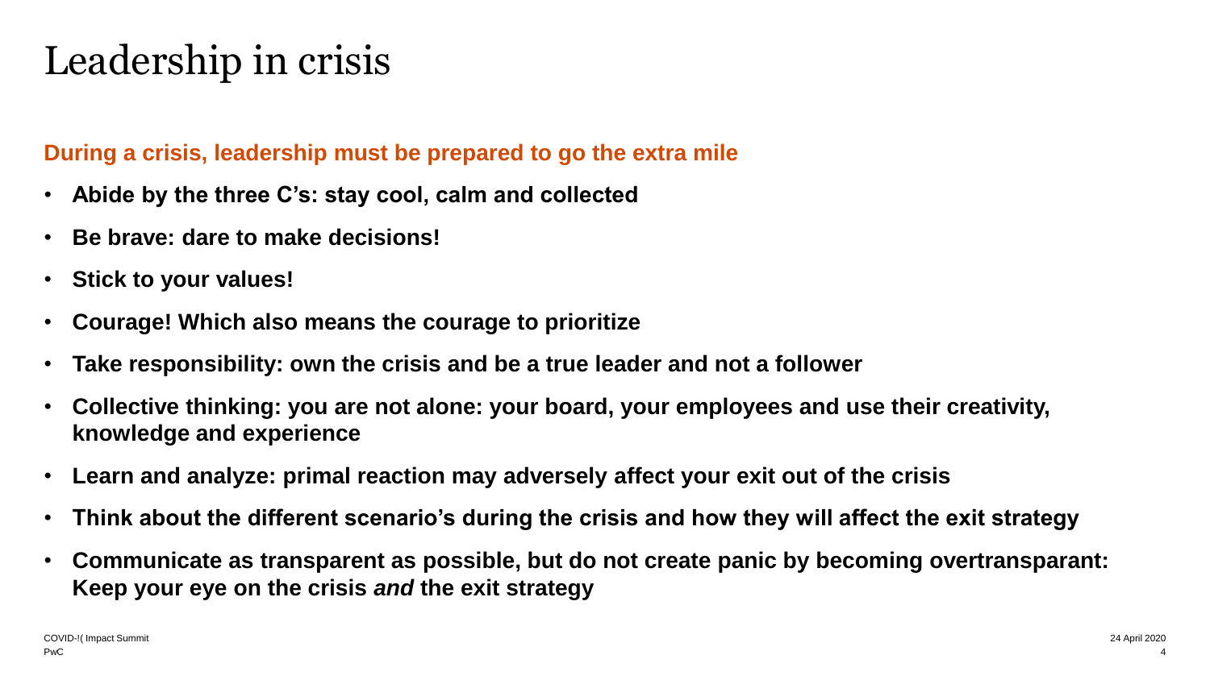# Leadership in crisis

**During a crisis, leadership must be prepared to go the extra mile**

- **Abide by the three C's: stay cool, calm and collected**
- **Be brave: dare to make decisions!**
- **Stick to your values!**
- **Courage! Which also means the courage to prioritize**
- **Take responsibility: own the crisis and be a true leader and not a follower**
- **Collective thinking: you are not alone: your board, your employees and use their creativity, knowledge and experience**
- **Learn and analyze: primal reaction may adversely affect your exit out of the crisis**
- **Think about the different scenario's during the crisis and how they will affect the exit strategy**
- **Communicate as transparent as possible, but do not create panic by becoming overtransparant: Keep your eye on the crisis *and* the exit strategy**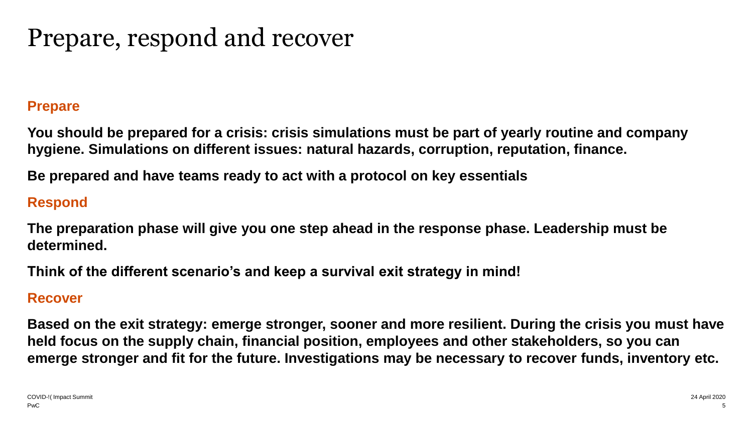# Prepare, respond and recover

## Prepare

**You should be prepared for a crisis: crisis simulations must be part of yearly routine and company hygiene. Simulations on different issues: natural hazards, corruption, reputation, finance.**

**Be prepared and have teams ready to act with a protocol on key essentials**

## Respond

**The preparation phase will give you one step ahead in the response phase. Leadership must be determined.**

**Think of the different scenario's and keep a survival exit strategy in mind!**

## Recover

**Based on the exit strategy: emerge stronger, sooner and more resilient. During the crisis you must have held focus on the supply chain, financial position, employees and other stakeholders, so you can emerge stronger and fit for the future. Investigations may be necessary to recover funds, inventory etc.**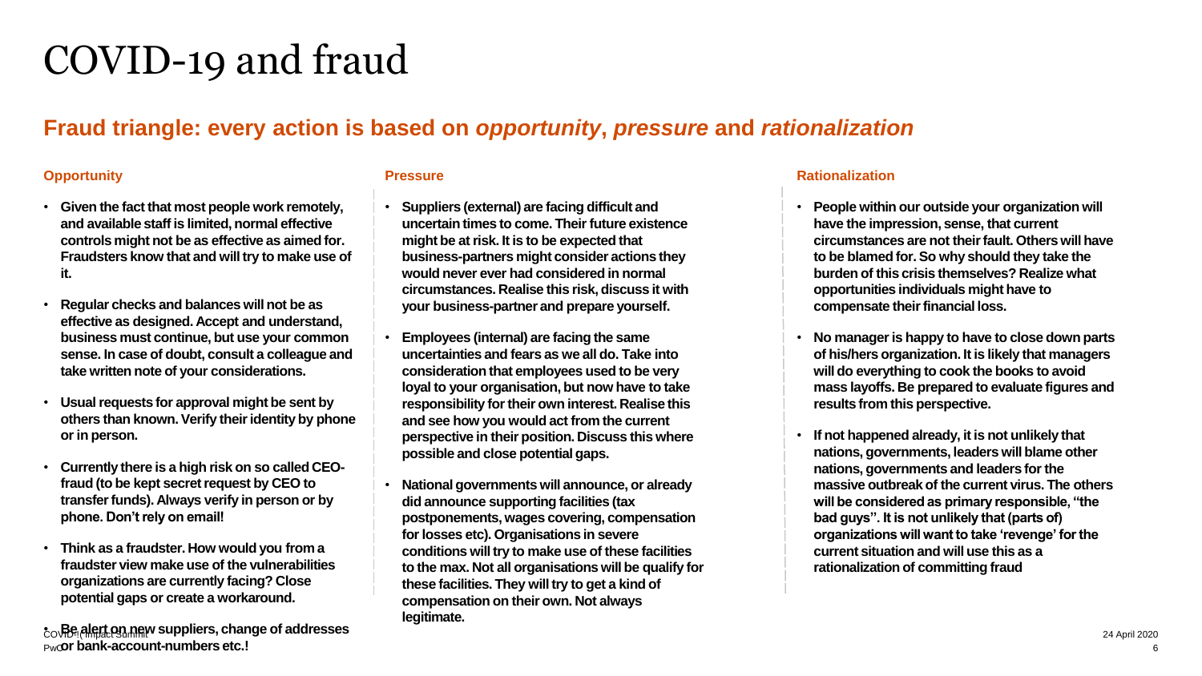# COVID-19 and fraud

## Fraud triangle: every action is based on *opportunity*, *pressure* and *rationalization*

### Opportunity

- **Given the fact that most people work remotely, and available staff is limited, normal effective controls might not be as effective as aimed for. Fraudsters know that and will try to make use of it.**
- **Regular checks and balances will not be as effective as designed. Accept and understand, business must continue, but use your common sense. In case of doubt, consult a colleague and take written note of your considerations.**
- **Usual requests for approval might be sent by others than known. Verify their identity by phone or in person.**
- **Currently there is a high risk on so called CEO-fraud (to be kept secret request by CEO to transfer funds). Always verify in person or by phone. Don't rely on email!**
- **Think as a fraudster. How would you from a fraudster view make use of the vulnerabilities organizations are currently facing? Close potential gaps or create a workaround.**
- **Be alert on new suppliers, change of addresses or bank-account-numbers etc.!**

### Pressure

- **Suppliers (external) are facing difficult and uncertain times to come. Their future existence might be at risk. It is to be expected that business-partners might consider actions they would never ever had considered in normal circumstances. Realise this risk, discuss it with your business-partner and prepare yourself.**
- **Employees (internal) are facing the same uncertainties and fears as we all do. Take into consideration that employees used to be very loyal to your organisation, but now have to take responsibility for their own interest. Realise this and see how you would act from the current perspective in their position. Discuss this where possible and close potential gaps.**
- **National governments will announce, or already did announce supporting facilities (tax postponements, wages covering, compensation for losses etc). Organisations in severe conditions will try to make use of these facilities to the max. Not all organisations will be qualify for these facilities. They will try to get a kind of compensation on their own. Not always legitimate.**

### Rationalization

- **People within our outside your organization will have the impression, sense, that current circumstances are not their fault. Others will have to be blamed for. So why should they take the burden of this crisis themselves? Realize what opportunities individuals might have to compensate their financial loss.**
- **No manager is happy to have to close down parts of his/hers organization. It is likely that managers will do everything to cook the books to avoid mass layoffs. Be prepared to evaluate figures and results from this perspective.**
- **If not happened already, it is not unlikely that nations, governments, leaders will blame other nations, governments and leaders for the massive outbreak of the current virus. The others will be considered as primary responsible, "the bad guys". It is not unlikely that (parts of) organizations will want to take 'revenge' for the current situation and will use this as a rationalization of committing fraud**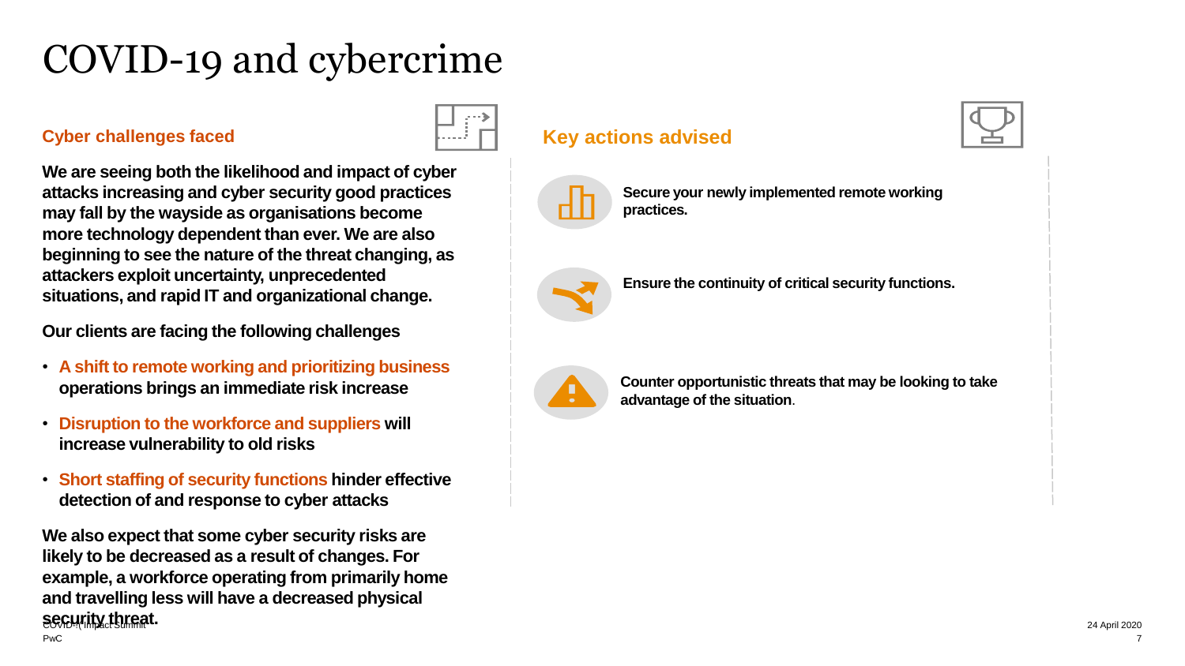# COVID-19 and cybercrime

## Cyber challenges faced

**We are seeing both the likelihood and impact of cyber attacks increasing and cyber security good practices may fall by the wayside as organisations become more technology dependent than ever. We are also beginning to see the nature of the threat changing, as attackers exploit uncertainty, unprecedented situations, and rapid IT and organizational change.**

**Our clients are facing the following challenges**

- **A shift to remote working and prioritizing business operations brings an immediate risk increase**
- **Disruption to the workforce and suppliers will increase vulnerability to old risks**
- **Short staffing of security functions hinder effective detection of and response to cyber attacks**

**We also expect that some cyber security risks are likely to be decreased as a result of changes. For example, a workforce operating from primarily home and travelling less will have a decreased physical security threat.**

## Key actions advised

**Secure your newly implemented remote working practices.**

**Ensure the continuity of critical security functions.**

**Counter opportunistic threats that may be looking to take advantage of the situation.**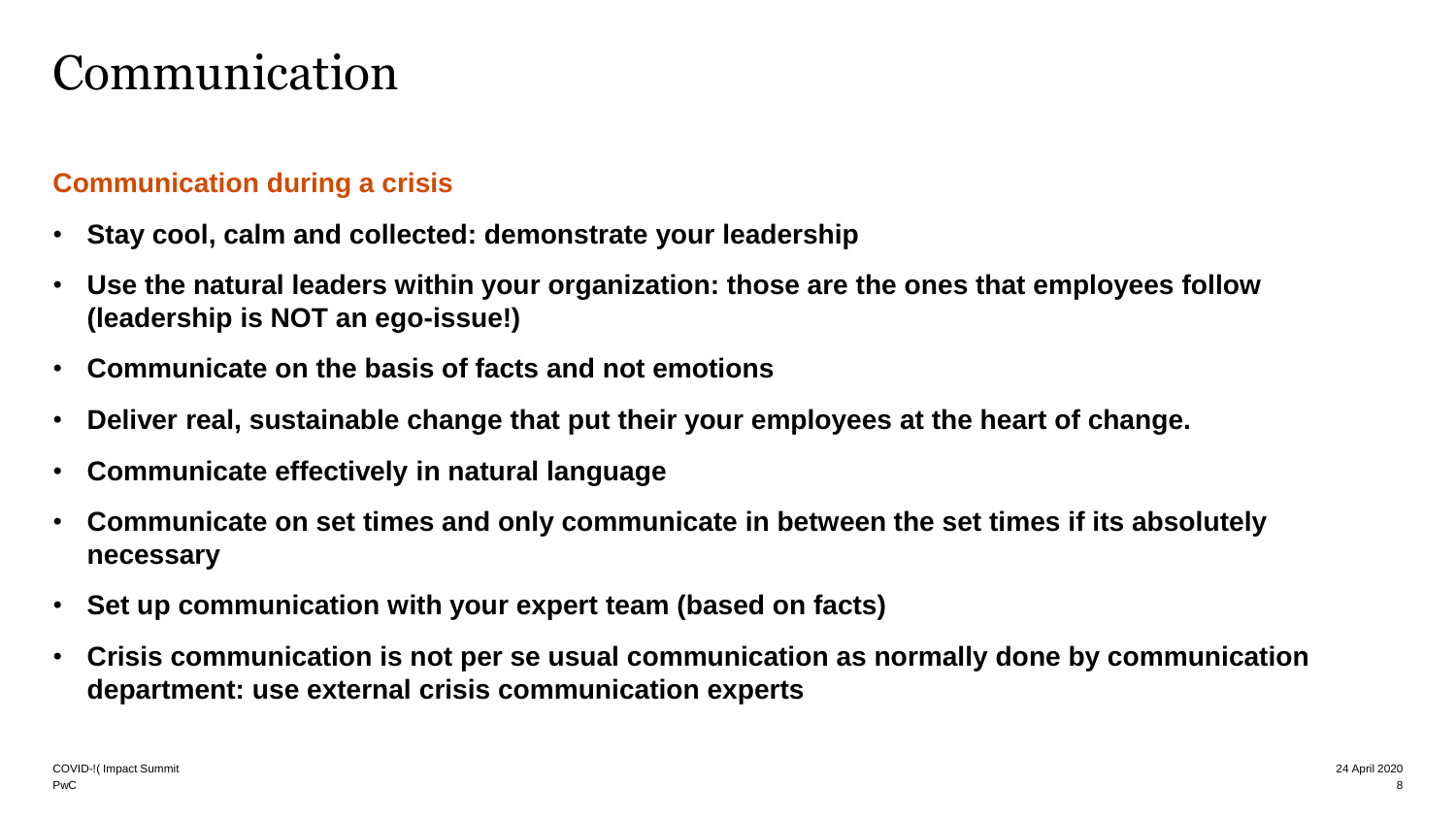# Communication

## Communication during a crisis

- **Stay cool, calm and collected: demonstrate your leadership**
- **Use the natural leaders within your organization: those are the ones that employees follow (leadership is NOT an ego-issue!)**
- **Communicate on the basis of facts and not emotions**
- **Deliver real, sustainable change that put their your employees at the heart of change.**
- **Communicate effectively in natural language**
- **Communicate on set times and only communicate in between the set times if its absolutely necessary**
- **Set up communication with your expert team (based on facts)**
- **Crisis communication is not per se usual communication as normally done by communication department: use external crisis communication experts**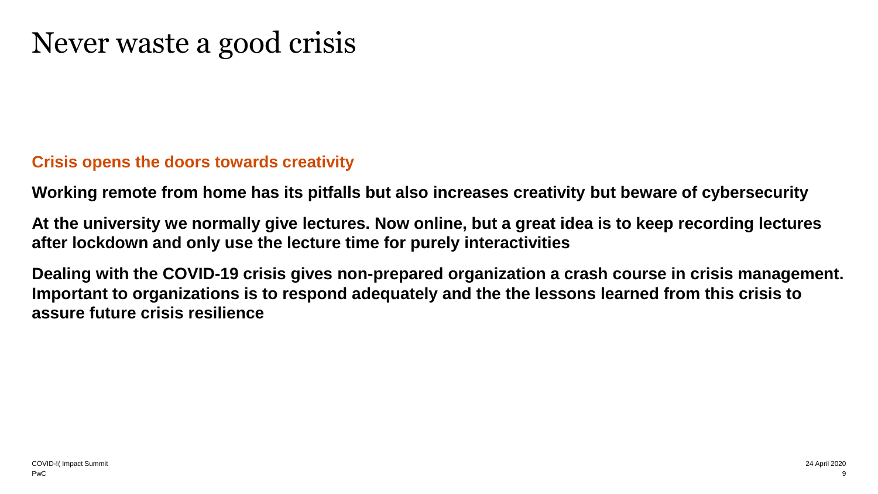# Never waste a good crisis

## Crisis opens the doors towards creativity

**Working remote from home has its pitfalls but also increases creativity but beware of cybersecurity**

**At the university we normally give lectures. Now online, but a great idea is to keep recording lectures after lockdown and only use the lecture time for purely interactivities**

**Dealing with the COVID-19 crisis gives non-prepared organization a crash course in crisis management. Important to organizations is to respond adequately and the the lessons learned from this crisis to assure future crisis resilience**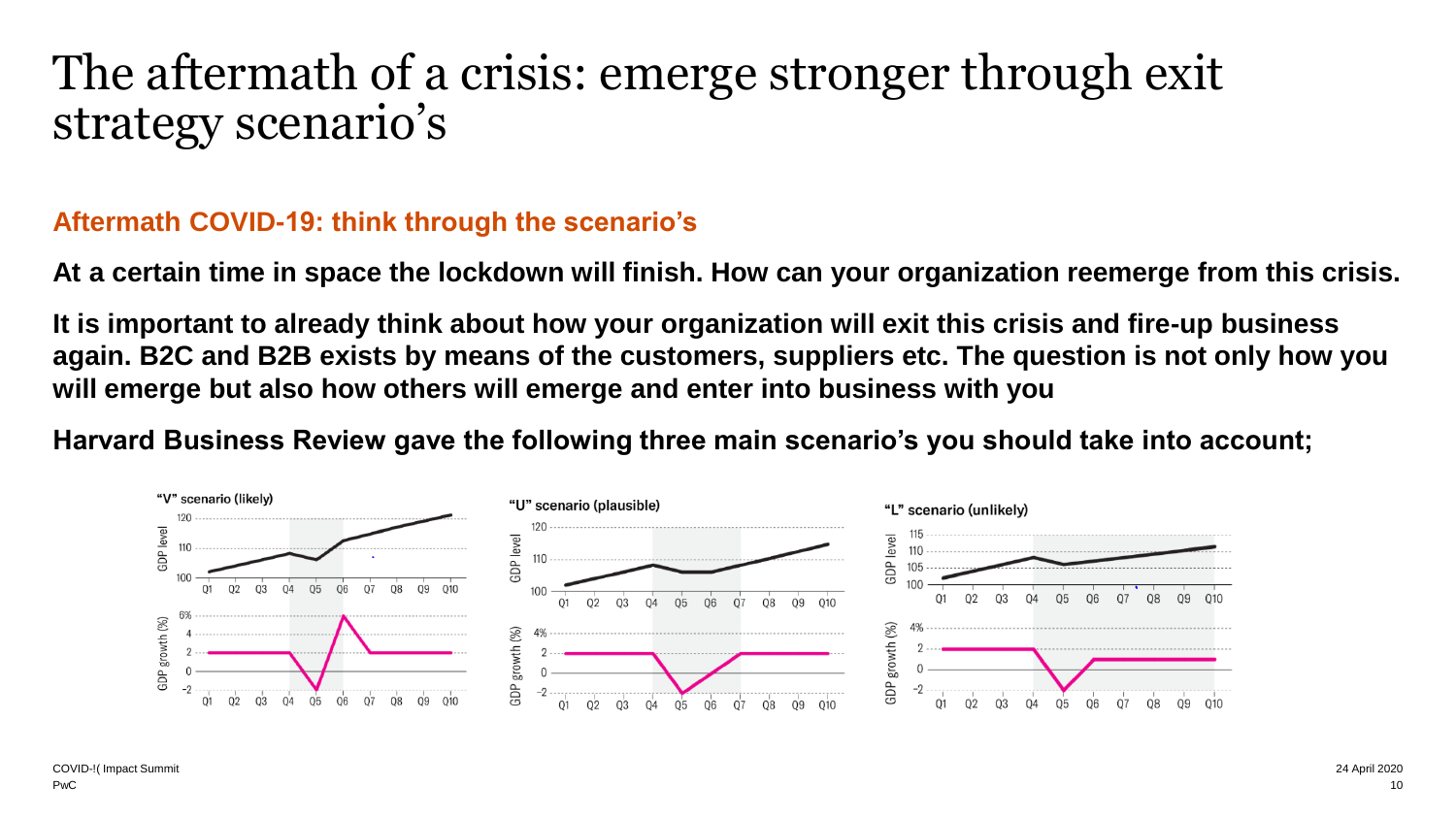# The aftermath of a crisis: emerge stronger through exit strategy scenario's

## Aftermath COVID-19: think through the scenario's

**At a certain time in space the lockdown will finish. How can your organization reemerge from this crisis.**

**It is important to already think about how your organization will exit this crisis and fire-up business again. B2C and B2B exists by means of the customers, suppliers etc. The question is not only how you will emerge but also how others will emerge and enter into business with you**

**Harvard Business Review gave the following three main scenario's you should take into account;**

"V" scenario (likely)

"U" scenario (plausible)

"L" scenario (unlikely)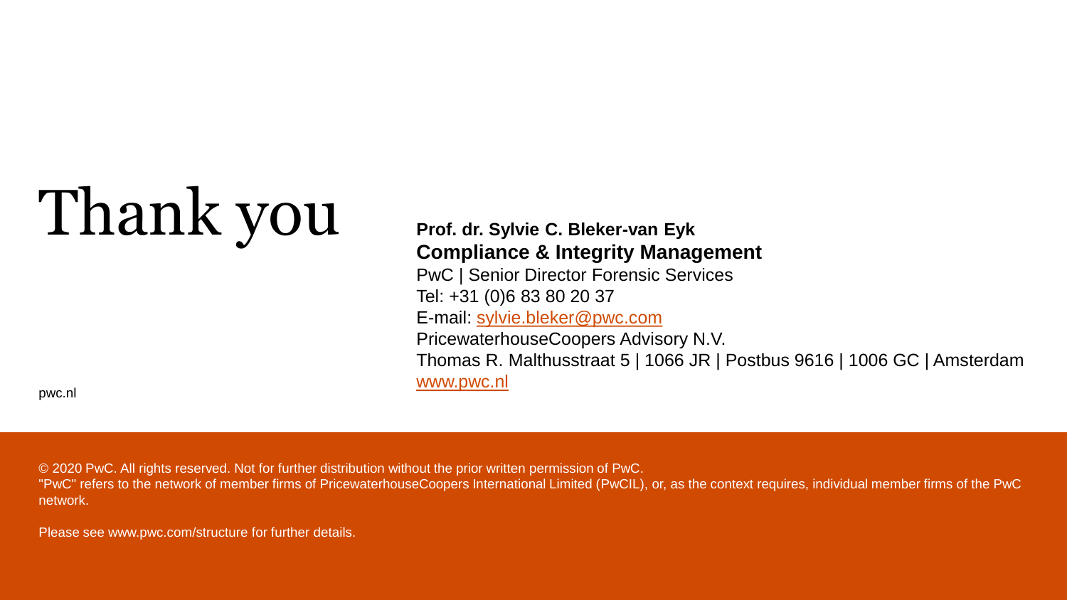# Thank you

**Prof. dr. Sylvie C. Bleker-van Eyk**
**Compliance & Integrity Management**
PwC | Senior Director Forensic Services
Tel: +31 (0)6 83 80 20 37
E-mail: sylvie.bleker@pwc.com
PricewaterhouseCoopers Advisory N.V.
Thomas R. Malthusstraat 5 | 1066 JR | Postbus 9616 | 1006 GC | Amsterdam
www.pwc.nl

pwc.nl

© 2020 PwC. All rights reserved. Not for further distribution without the prior written permission of PwC.
"PwC" refers to the network of member firms of PricewaterhouseCoopers International Limited (PwCIL), or, as the context requires, individual member firms of the PwC network.

Please see www.pwc.com/structure for further details.